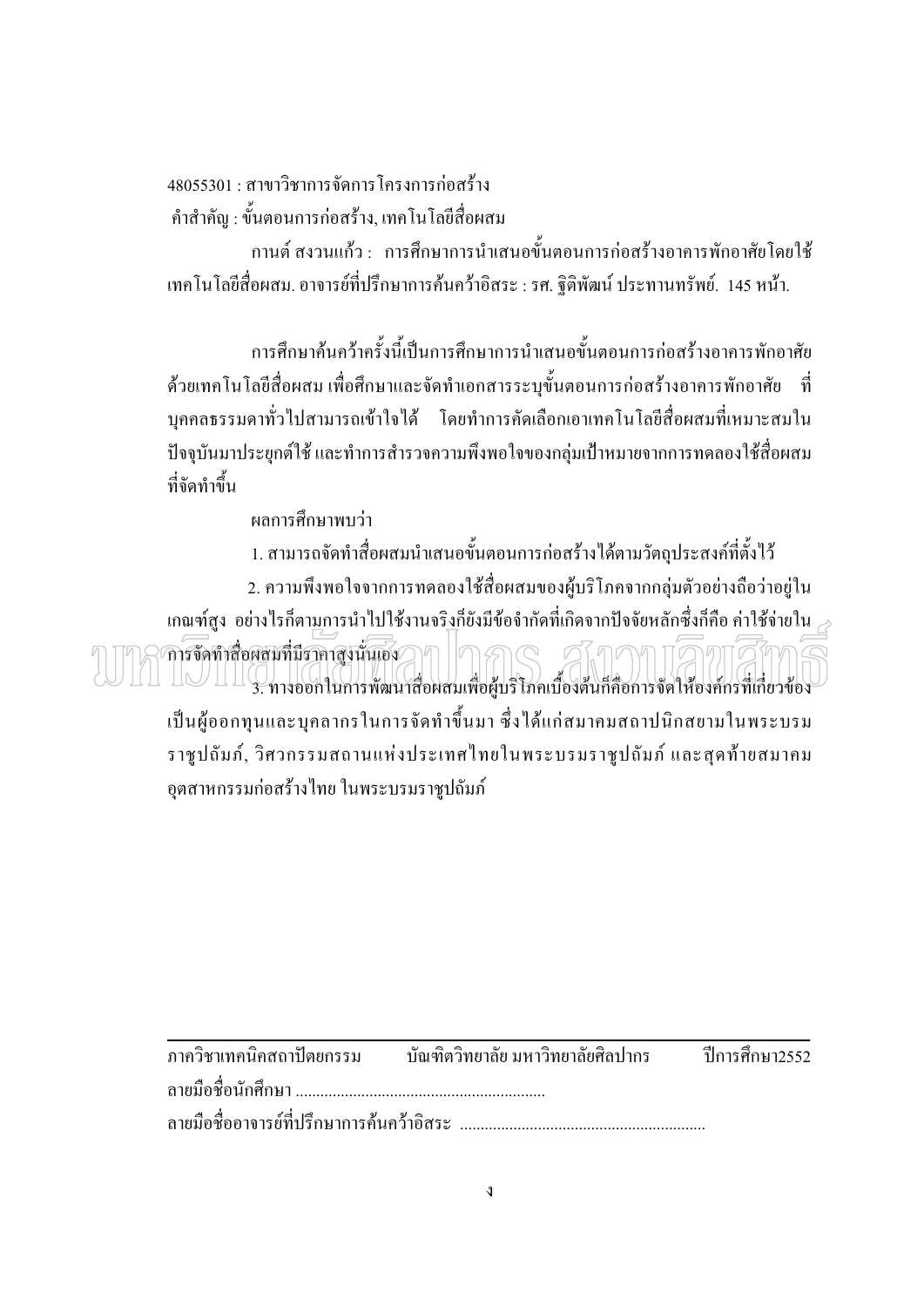48055301 : สาขาวิชาการจัดการโครงการก่อสร้าง

คำสำคัญ : ขั้นตอนการก่อสร้าง, เทคโนโลยีสื่อผสม

กานต์ สงวนแก้ว : การศึกษาการนำเสนอขั้นตอนการก่อสร้างอาคารพักอาศัยโดยใช้เทคโนโลยีสื่อผสม. อาจารย์ที่ปรึกษาการค้นคว้าอิสระ : รศ. ฐิติพัฒน์ ประทานทรัพย์. 145 หน้า.

การศึกษาค้นคว้าครั้งนี้เป็นการศึกษาการนำเสนอขั้นตอนการก่อสร้างอาคารพักอาศัยด้วยเทคโนโลยีสื่อผสม เพื่อศึกษาและจัดทำเอกสารระบุขั้นตอนการก่อสร้างอาคารพักอาศัย ที่บุคคลธรรมดาทั่วไปสามารถเข้าใจได้ โดยทำการคัดเลือกเอาเทคโนโลยีสื่อผสมที่เหมาะสมในปัจจุบันมาประยุกต์ใช้ และทำการสำรวจความพึงพอใจของกลุ่มเป้าหมายจากการทดลองใช้สื่อผสมที่จัดทำขึ้น

ผลการศึกษาพบว่า

1. สามารถจัดทำสื่อผสมนำเสนอขั้นตอนการก่อสร้างได้ตามวัตถุประสงค์ที่ตั้งไว้
2. ความพึงพอใจจากการทดลองใช้สื่อผสมของผู้บริโภคจากกลุ่มตัวอย่างถือว่าอยู่ในเกณฑ์สูง อย่างไรก็ตามการนำไปใช้งานจริงก็ยังมีข้อจำกัดที่เกิดจากปัจจัยหลักซึ่งก็คือ ค่าใช้จ่ายในการจัดทำสื่อผสมที่มีราคาสูงนั่นเอง
3. ทางออกในการพัฒนาสื่อผสมเพื่อผู้บริโภคเบื้องต้นก็คือการจัดให้องค์กรที่เกี่ยวข้องเป็นผู้ออกทุนและบุคลากรในการจัดทำขึ้นมา ซึ่งได้แก่สมาคมสถาปนิกสยามในพระบรมราชูปถัมภ์, วิศวกรรมสถานแห่งประเทศไทยในพระบรมราชูปถัมภ์ และสุดท้ายสมาคมอุตสาหกรรมก่อสร้างไทย ในพระบรมราชูปถัมภ์

---

ภาควิชาเทคนิคสถาปัตยกรรม บัณฑิตวิทยาลัย มหาวิทยาลัยศิลปากร ปีการศึกษา 2552

ลายมือชื่อนักศึกษา ........................................................

ลายมือชื่ออาจารย์ที่ปรึกษาการค้นคว้าอิสระ ........................................................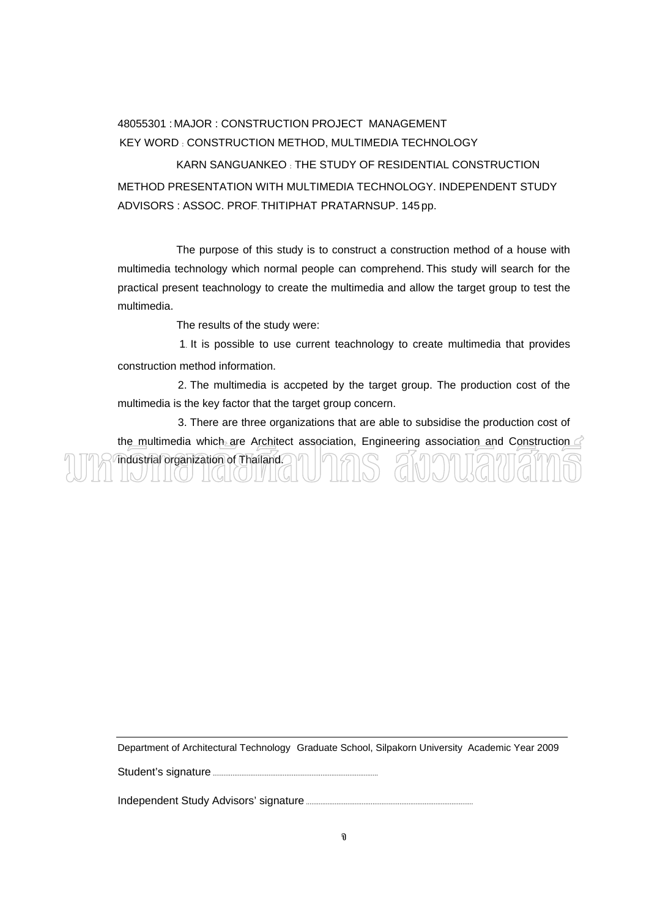48055301 : MAJOR : CONSTRUCTION PROJECT MANAGEMENT

KEY WORD : CONSTRUCTION METHOD, MULTIMEDIA TECHNOLOGY

KARN SANGUANKEO : THE STUDY OF RESIDENTIAL CONSTRUCTION METHOD PRESENTATION WITH MULTIMEDIA TECHNOLOGY. INDEPENDENT STUDY ADVISORS : ASSOC. PROF. THITIPHAT PRATARNSUP. 145 pp.

The purpose of this study is to construct a construction method of a house with multimedia technology which normal people can comprehend. This study will search for the practical present teachnology to create the multimedia and allow the target group to test the multimedia.

The results of the study were:

1. It is possible to use current teachnology to create multimedia that provides construction method information.

2. The multimedia is accpeted by the target group. The production cost of the multimedia is the key factor that the target group concern.

3. There are three organizations that are able to subsidise the production cost of the multimedia which are Architect association, Engineering association and Construction industrial organization of Thailand.

Department of Architectural Technology Graduate School, Silpakorn University Academic Year 2009

Student's signature ........................................

Independent Study Advisors' signature ........................................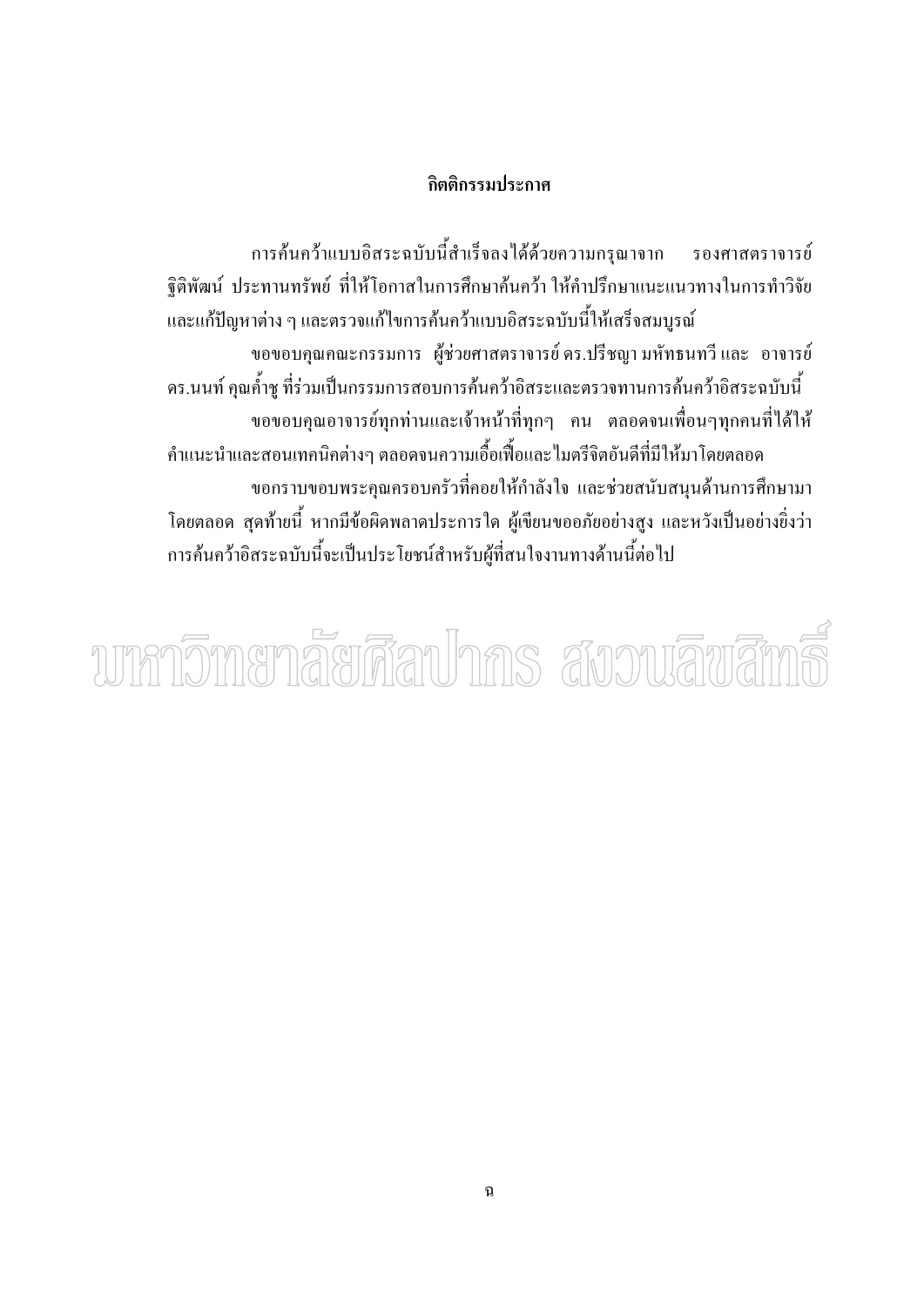## กิตติกรรมประกาศ

การค้นคว้าแบบอิสระฉบับนี้สำเร็จลงได้ด้วยความกรุณาจาก รองศาสตราจารย์ ฐิติพัฒน์ ประทานทรัพย์ ที่ให้โอกาสในการศึกษาค้นคว้า ให้คำปรึกษาแนะแนวทางในการทำวิจัย และแก้ปัญหาต่าง ๆ และตรวจแก้ไขการค้นคว้าแบบอิสระฉบับนี้ให้เสร็จสมบูรณ์

ขอขอบคุณคณะกรรมการ ผู้ช่วยศาสตราจารย์ ดร.ปรีชญา มหัทธนทวี และ อาจารย์ ดร.นนท์ คุณค้ำชู ที่ร่วมเป็นกรรมการสอบการค้นคว้าอิสระและตรวจทานการค้นคว้าอิสระฉบับนี้

ขอขอบคุณอาจารย์ทุกท่านและเจ้าหน้าที่ทุกๆ คน ตลอดจนเพื่อนๆทุกคนที่ได้ให้คำแนะนำและสอนเทคนิคต่างๆ ตลอดจนความเอื้อเฟื้อและไมตรีจิตอันดีที่มีให้มาโดยตลอด

ขอกราบขอบพระคุณครอบครัวที่คอยให้กำลังใจ และช่วยสนับสนุนด้านการศึกษามาโดยตลอด สุดท้ายนี้ หากมีข้อผิดพลาดประการใด ผู้เขียนขออภัยอย่างสูง และหวังเป็นอย่างยิ่งว่าการค้นคว้าอิสระฉบับนี้จะเป็นประโยชน์สำหรับผู้ที่สนใจงานทางด้านนี้ต่อไป

มหาวิทยาลัยศิลปากร สงวนลิขสิทธิ์